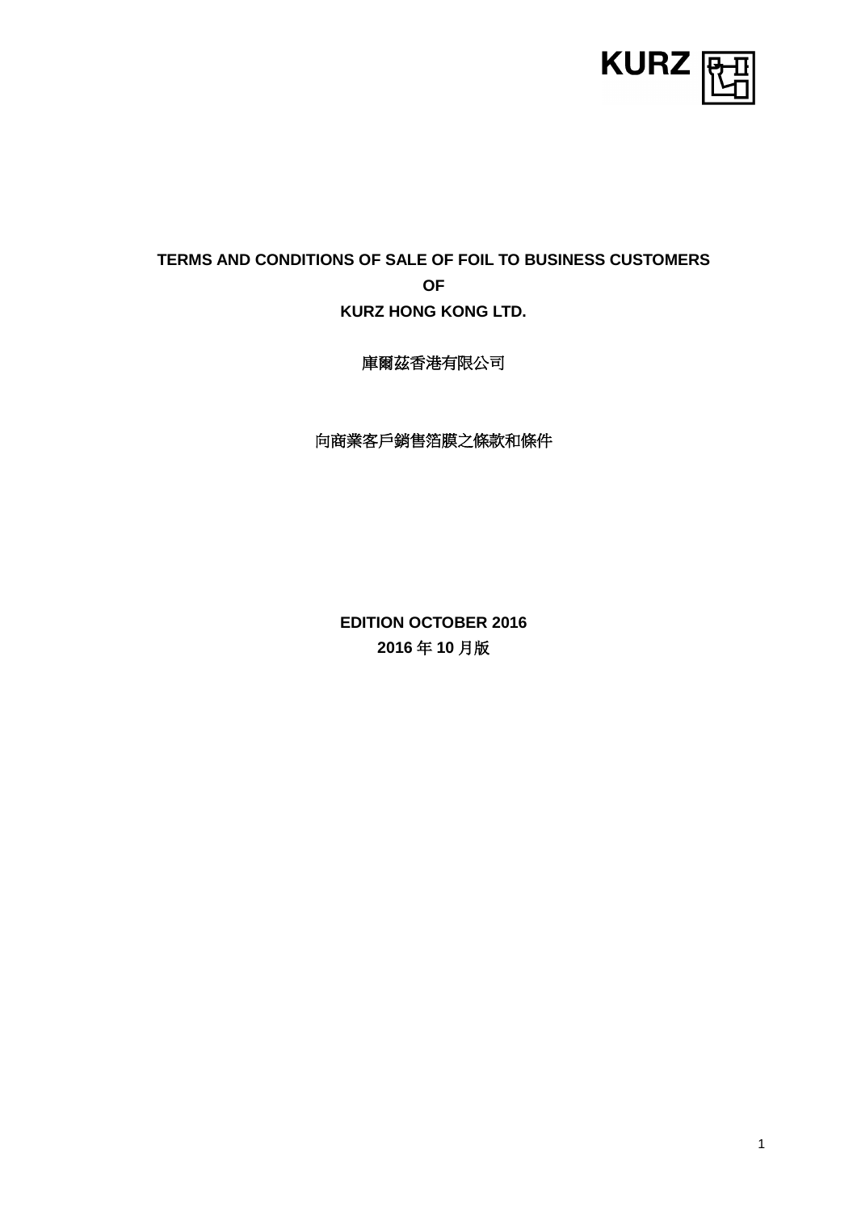KURZ

# TERMS AND CONDITIONS OF SALE OF FOIL TO BUSINESS CUSTOMERS OF KURZ HONG KONG LTD.

庫爾茲香港有限公司

向商業客戶銷售箔膜之條款和條件

**EDITION OCTOBER 2016**

**2016 年 10 月版**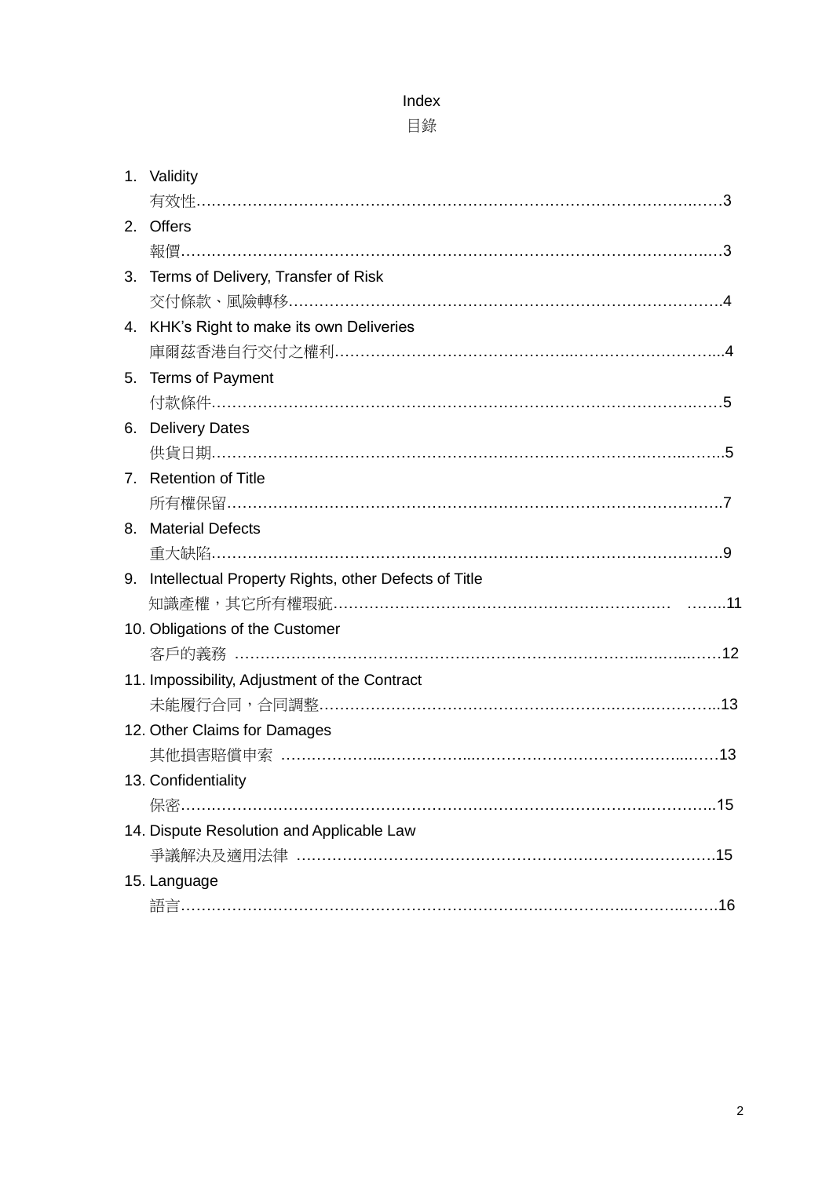# Index
# 目錄

1. Validity
   有效性……………………………………………………………………………………………3
2. Offers
   報價………………………………………………………………………………………………3
3. Terms of Delivery, Transfer of Risk
   交付條款、風險轉移…………………………………………………………………………4
4. KHK's Right to make its own Deliveries
   庫爾茲香港自行交付之權利……………………………………………………………………4
5. Terms of Payment
   付款條件…………………………………………………………………………………………5
6. Delivery Dates
   供貨日期…………………………………………………………………………………………5
7. Retention of Title
   所有權保留………………………………………………………………………………………7
8. Material Defects
   重大缺陷…………………………………………………………………………………………9
9. Intellectual Property Rights, other Defects of Title
   知識產權，其它所有權瑕疵……………………………………………………………………11
10. Obligations of the Customer
    客戶的義務 ……………………………………………………………………………………12
11. Impossibility, Adjustment of the Contract
    未能履行合同，合同調整………………………………………………………………………13
12. Other Claims for Damages
    其他損害賠償申索 ………………………………………………………………………………13
13. Confidentiality
    保密………………………………………………………………………………………………15
14. Dispute Resolution and Applicable Law
    爭議解決及適用法律 ……………………………………………………………………………15
15. Language
    語言………………………………………………………………………………………………16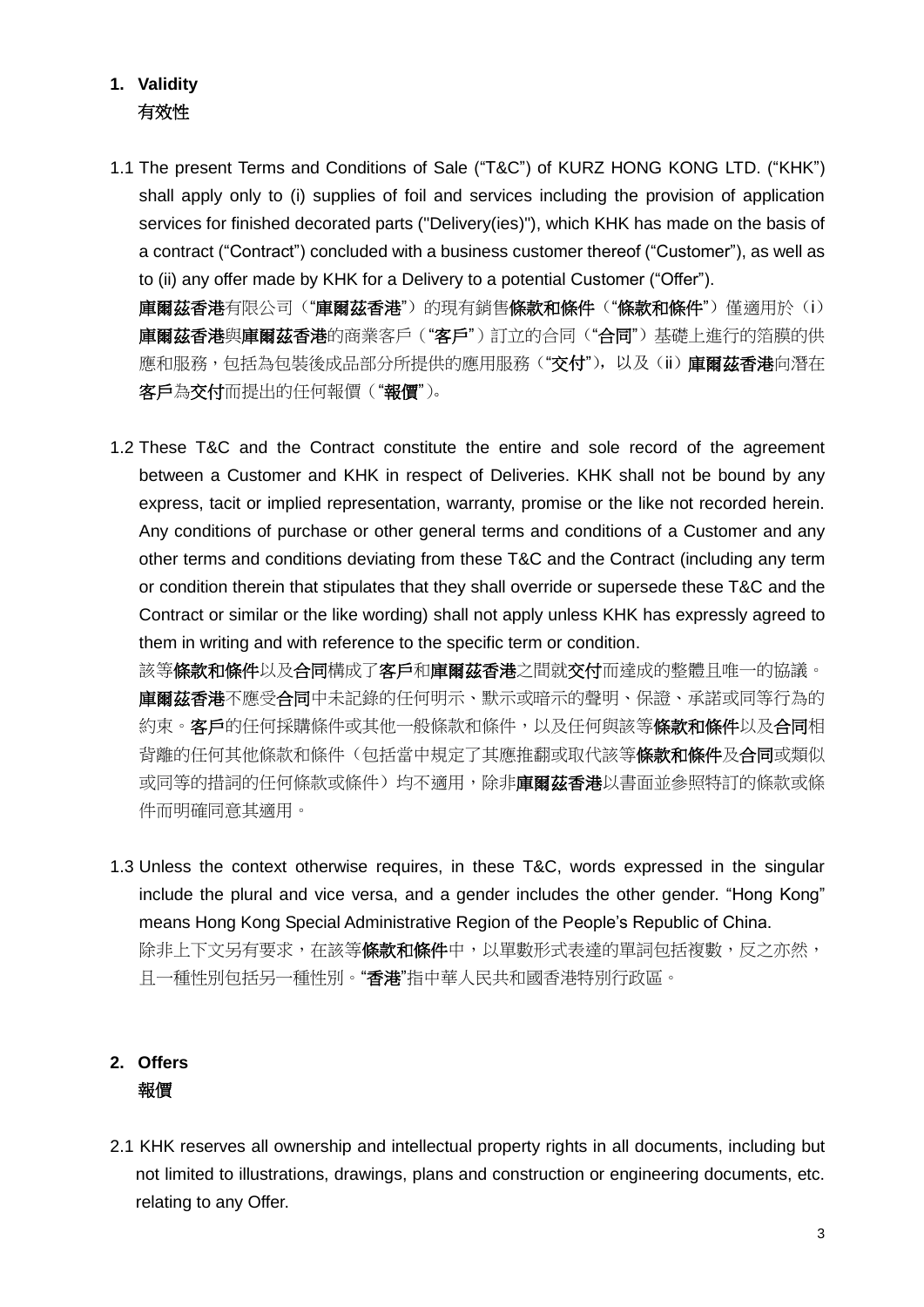## 1. Validity
有效性

1.1 The present Terms and Conditions of Sale ("T&C") of KURZ HONG KONG LTD. ("KHK") shall apply only to (i) supplies of foil and services including the provision of application services for finished decorated parts ("Delivery(ies)"), which KHK has made on the basis of a contract ("Contract") concluded with a business customer thereof ("Customer"), as well as to (ii) any offer made by KHK for a Delivery to a potential Customer ("Offer").

**庫爾茲香港**有限公司（"**庫爾茲香港**"）的現有銷售**條款和條件**（"**條款和條件**"）僅適用於（i）**庫爾茲香港**與**庫爾茲香港**的商業客戶（"**客戶**"）訂立的合同（"**合同**"）基礎上進行的箔膜的供應和服務，包括為包裝後成品部分所提供的應用服務（"**交付**"），以及（ii）**庫爾茲香港**向潛在**客戶**為**交付**而提出的任何報價（"**報價**"）。

1.2 These T&C and the Contract constitute the entire and sole record of the agreement between a Customer and KHK in respect of Deliveries. KHK shall not be bound by any express, tacit or implied representation, warranty, promise or the like not recorded herein. Any conditions of purchase or other general terms and conditions of a Customer and any other terms and conditions deviating from these T&C and the Contract (including any term or condition therein that stipulates that they shall override or supersede these T&C and the Contract or similar or the like wording) shall not apply unless KHK has expressly agreed to them in writing and with reference to the specific term or condition.

該等**條款和條件**以及**合同**構成了**客戶**和**庫爾茲香港**之間就**交付**而達成的整體且唯一的協議。**庫爾茲香港**不應受**合同**中未記錄的任何明示、默示或暗示的聲明、保證、承諾或同等行為的約束。**客戶**的任何採購條件或其他一般條款和條件，以及任何與該等**條款和條件**以及**合同**相背離的任何其他條款和條件（包括當中規定了其應推翻或取代該等**條款和條件**及**合同**或類似或同等的措詞的任何條款或條件）均不適用，除非**庫爾茲香港**以書面並參照特訂的條款或條件而明確同意其適用。

1.3 Unless the context otherwise requires, in these T&C, words expressed in the singular include the plural and vice versa, and a gender includes the other gender. "Hong Kong" means Hong Kong Special Administrative Region of the People's Republic of China.

除非上下文另有要求，在該等**條款和條件**中，以單數形式表達的單詞包括複數，反之亦然，且一種性別包括另一種性別。"**香港**"指中華人民共和國香港特別行政區。

## 2. Offers
報價

2.1 KHK reserves all ownership and intellectual property rights in all documents, including but not limited to illustrations, drawings, plans and construction or engineering documents, etc. relating to any Offer.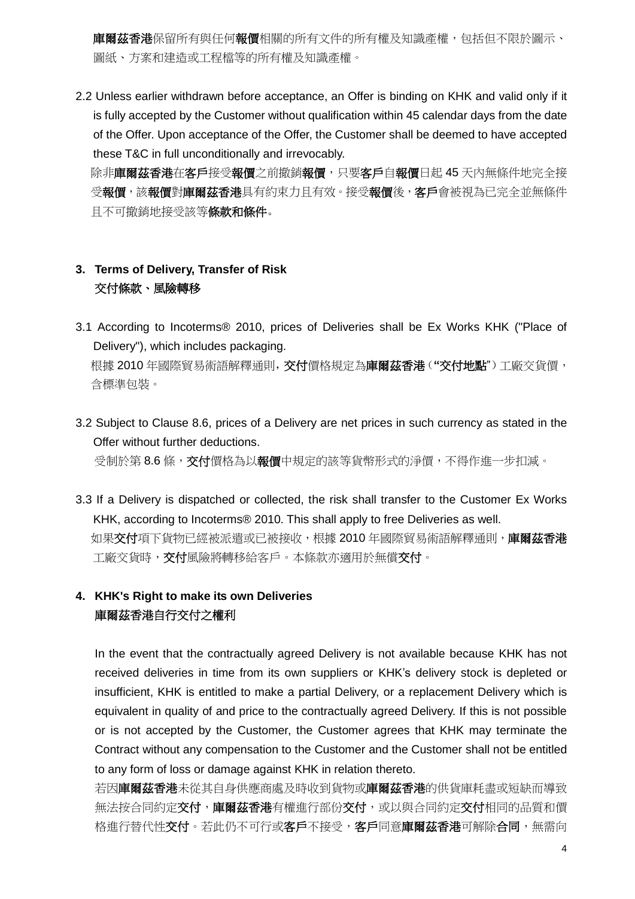**庫爾茲香港**保留所有與任何**報價**相關的所有文件的所有權及知識產權，包括但不限於圖示、圖紙、方案和建造或工程檔等的所有權及知識產權。

2.2 Unless earlier withdrawn before acceptance, an Offer is binding on KHK and valid only if it is fully accepted by the Customer without qualification within 45 calendar days from the date of the Offer. Upon acceptance of the Offer, the Customer shall be deemed to have accepted these T&C in full unconditionally and irrevocably.

除非**庫爾茲香港**在**客戶**接受**報價**之前撤銷**報價**，只要**客戶**自**報價**日起 45 天內無條件地完全接受**報價**，該**報價**對**庫爾茲香港**具有約束力且有效。接受**報價**後，**客戶**會被視為已完全並無條件且不可撤銷地接受該等**條款和條件**。

## 3. Terms of Delivery, Transfer of Risk
## 交付條款、風險轉移

3.1 According to Incoterms® 2010, prices of Deliveries shall be Ex Works KHK ("Place of Delivery"), which includes packaging.

根據 2010 年國際貿易術語解釋通則，**交付**價格規定為**庫爾茲香港**（**"交付地點"**）工廠交貨價，含標準包裝。

3.2 Subject to Clause 8.6, prices of a Delivery are net prices in such currency as stated in the Offer without further deductions.

受制於第 8.6 條，**交付**價格為以**報價**中規定的該等貨幣形式的淨價，不得作進一步扣減。

3.3 If a Delivery is dispatched or collected, the risk shall transfer to the Customer Ex Works KHK, according to Incoterms® 2010. This shall apply to free Deliveries as well.

如果**交付**項下貨物已經被派遣或已被接收，根據 2010 年國際貿易術語解釋通則，**庫爾茲香港**工廠交貨時，**交付**風險將轉移給客戶。本條款亦適用於無償**交付**。

## 4. KHK's Right to make its own Deliveries
## 庫爾茲香港自行交付之權利

In the event that the contractually agreed Delivery is not available because KHK has not received deliveries in time from its own suppliers or KHK's delivery stock is depleted or insufficient, KHK is entitled to make a partial Delivery, or a replacement Delivery which is equivalent in quality of and price to the contractually agreed Delivery. If this is not possible or is not accepted by the Customer, the Customer agrees that KHK may terminate the Contract without any compensation to the Customer and the Customer shall not be entitled to any form of loss or damage against KHK in relation thereto.

若因**庫爾茲香港**未從其自身供應商處及時收到貨物或**庫爾茲香港**的供貨庫耗盡或短缺而導致無法按合同約定**交付**，**庫爾茲香港**有權進行部份**交付**，或以與合同約定**交付**相同的品質和價格進行替代性**交付**。若此仍不可行或**客戶**不接受，**客戶**同意**庫爾茲香港**可解除**合同**，無需向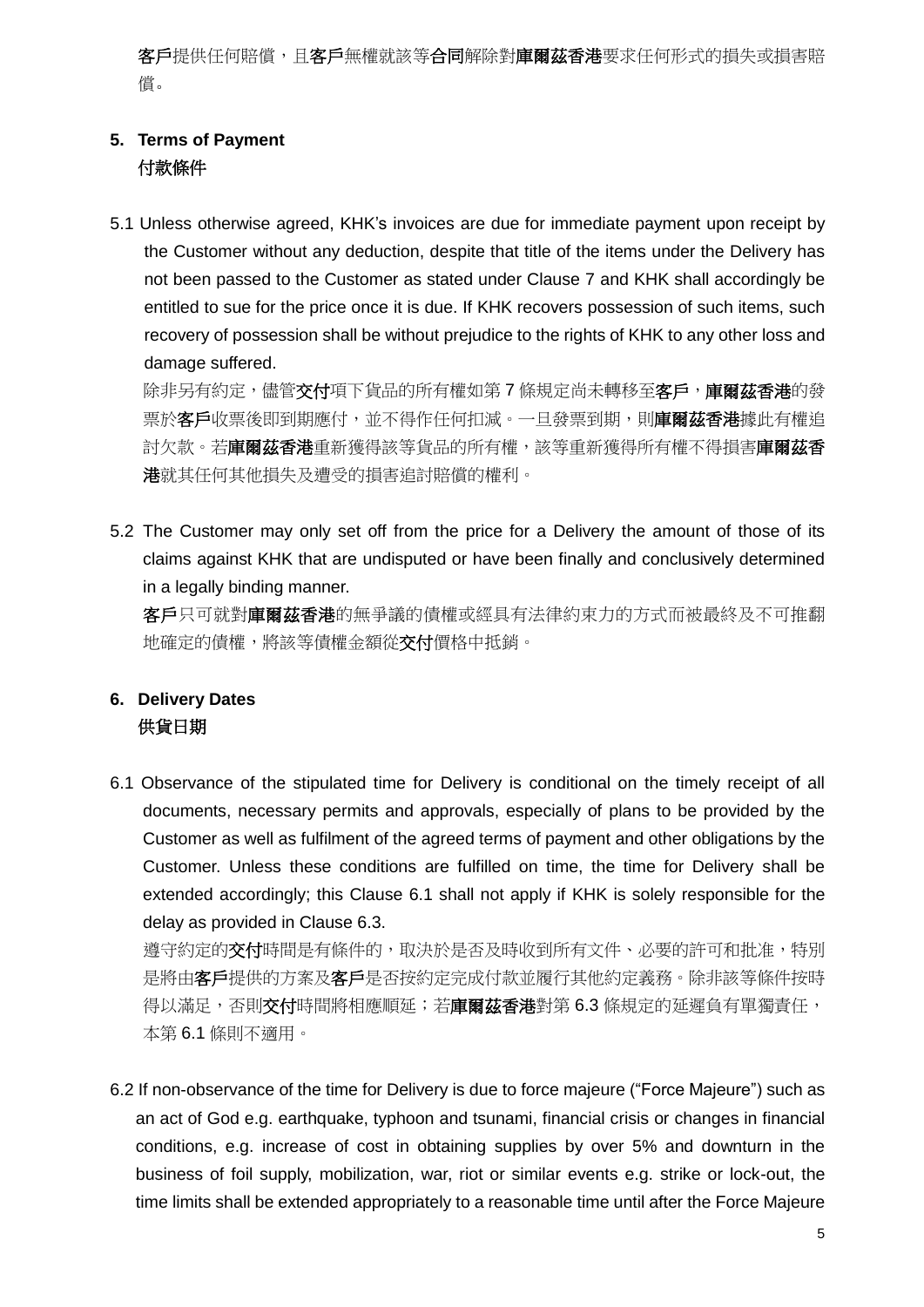**客戶**提供任何賠償，且**客戶**無權就該等**合同**解除對**庫爾茲香港**要求任何形式的損失或損害賠償。

## 5. Terms of Payment
## 付款條件

5.1 Unless otherwise agreed, KHK's invoices are due for immediate payment upon receipt by the Customer without any deduction, despite that title of the items under the Delivery has not been passed to the Customer as stated under Clause 7 and KHK shall accordingly be entitled to sue for the price once it is due. If KHK recovers possession of such items, such recovery of possession shall be without prejudice to the rights of KHK to any other loss and damage suffered.

除非另有約定，儘管**交付**項下貨品的所有權如第 7 條規定尚未轉移至**客戶**，**庫爾茲香港**的發票於**客戶**收票後即到期應付，並不得作任何扣減。一旦發票到期，則**庫爾茲香港**據此有權追討欠款。若**庫爾茲香港**重新獲得該等貨品的所有權，該等重新獲得所有權不得損害**庫爾茲香港**就其任何其他損失及遭受的損害追討賠償的權利。

5.2 The Customer may only set off from the price for a Delivery the amount of those of its claims against KHK that are undisputed or have been finally and conclusively determined in a legally binding manner.

**客戶**只可就對**庫爾茲香港**的無爭議的債權或經具有法律約束力的方式而被最終及不可推翻地確定的債權，將該等債權金額從**交付**價格中抵銷。

## 6. Delivery Dates
## 供貨日期

6.1 Observance of the stipulated time for Delivery is conditional on the timely receipt of all documents, necessary permits and approvals, especially of plans to be provided by the Customer as well as fulfilment of the agreed terms of payment and other obligations by the Customer. Unless these conditions are fulfilled on time, the time for Delivery shall be extended accordingly; this Clause 6.1 shall not apply if KHK is solely responsible for the delay as provided in Clause 6.3.

遵守約定的**交付**時間是有條件的，取決於是否及時收到所有文件、必要的許可和批准，特別是將由**客戶**提供的方案及**客戶**是否按約定完成付款並履行其他約定義務。除非該等條件按時得以滿足，否則**交付**時間將相應順延；若**庫爾茲香港**對第 6.3 條規定的延遲負有單獨責任，本第 6.1 條則不適用。

6.2 If non-observance of the time for Delivery is due to force majeure ("Force Majeure") such as an act of God e.g. earthquake, typhoon and tsunami, financial crisis or changes in financial conditions, e.g. increase of cost in obtaining supplies by over 5% and downturn in the business of foil supply, mobilization, war, riot or similar events e.g. strike or lock-out, the time limits shall be extended appropriately to a reasonable time until after the Force Majeure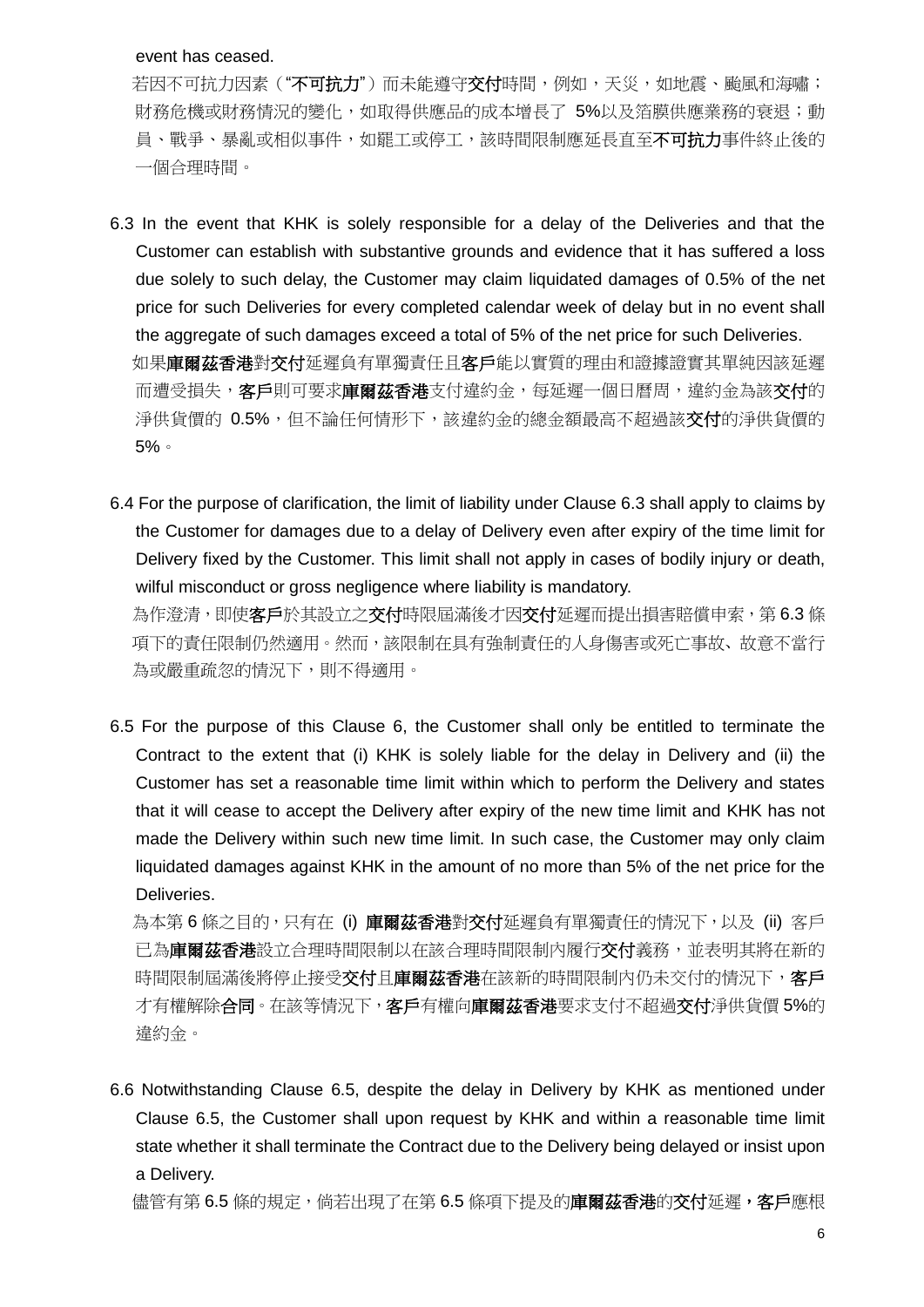event has ceased.

若因不可抗力因素（"**不可抗力**"）而未能遵守**交付**時間，例如，天災，如地震、颱風和海嘯；財務危機或財務情況的變化，如取得供應品的成本增長了 5%以及箔膜供應業務的衰退；動員、戰爭、暴亂或相似事件，如罷工或停工，該時間限制應延長直至**不可抗力**事件終止後的一個合理時間。

6.3 In the event that KHK is solely responsible for a delay of the Deliveries and that the Customer can establish with substantive grounds and evidence that it has suffered a loss due solely to such delay, the Customer may claim liquidated damages of 0.5% of the net price for such Deliveries for every completed calendar week of delay but in no event shall the aggregate of such damages exceed a total of 5% of the net price for such Deliveries.

如果**庫爾茲香港**對**交付**延遲負有單獨責任且**客戶**能以實質的理由和證據證實其單純因該延遲而遭受損失，**客戶**則可要求**庫爾茲香港**支付違約金，每延遲一個日曆周，違約金為該**交付**的淨供貨價的 0.5%，但不論任何情形下，該違約金的總金額最高不超過該**交付**的淨供貨價的 5%。

6.4 For the purpose of clarification, the limit of liability under Clause 6.3 shall apply to claims by the Customer for damages due to a delay of Delivery even after expiry of the time limit for Delivery fixed by the Customer. This limit shall not apply in cases of bodily injury or death, wilful misconduct or gross negligence where liability is mandatory.

為作澄清，即使**客戶**於其設立之**交付**時限屆滿後才因**交付**延遲而提出損害賠償申索，第 6.3 條項下的責任限制仍然適用。然而，該限制在具有強制責任的人身傷害或死亡事故、故意不當行為或嚴重疏忽的情況下，則不得適用。

6.5 For the purpose of this Clause 6, the Customer shall only be entitled to terminate the Contract to the extent that (i) KHK is solely liable for the delay in Delivery and (ii) the Customer has set a reasonable time limit within which to perform the Delivery and states that it will cease to accept the Delivery after expiry of the new time limit and KHK has not made the Delivery within such new time limit. In such case, the Customer may only claim liquidated damages against KHK in the amount of no more than 5% of the net price for the Deliveries.

為本第 6 條之目的，只有在 (i) **庫爾茲香港**對**交付**延遲負有單獨責任的情況下，以及 (ii) 客戶已為**庫爾茲香港**設立合理時間限制以在該合理時間限制內履行**交付**義務，並表明其將在新的時間限制屆滿後將停止接受**交付**且**庫爾茲香港**在該新的時間限制內仍未交付的情況下，**客戶**才有權解除**合同**。在該等情況下，**客戶**有權向**庫爾茲香港**要求支付不超過**交付**淨供貨價 5%的違約金。

6.6 Notwithstanding Clause 6.5, despite the delay in Delivery by KHK as mentioned under Clause 6.5, the Customer shall upon request by KHK and within a reasonable time limit state whether it shall terminate the Contract due to the Delivery being delayed or insist upon a Delivery.

儘管有第 6.5 條的規定，倘若出現了在第 6.5 條項下提及的**庫爾茲香港**的**交付**延遲，**客戶**應根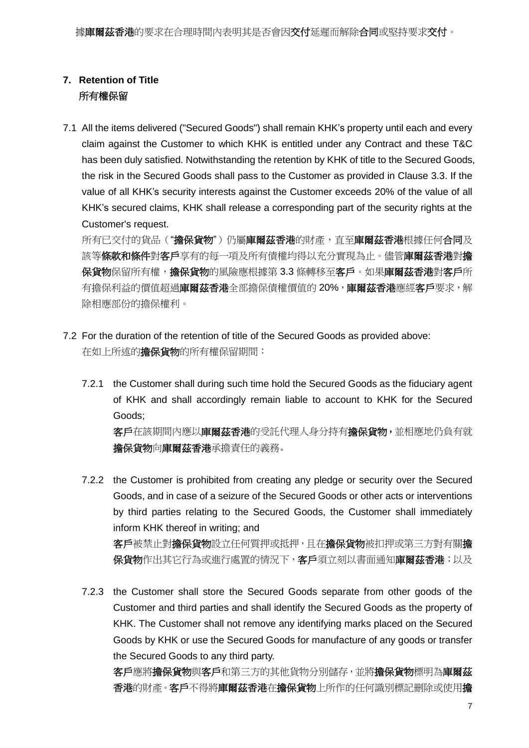據**庫爾茲香港**的要求在合理時間內表明其是否會因**交付**延遲而解除**合同**或堅持要求**交付**。

## 7. Retention of Title
所有權保留

7.1 All the items delivered ("Secured Goods") shall remain KHK's property until each and every claim against the Customer to which KHK is entitled under any Contract and these T&C has been duly satisfied. Notwithstanding the retention by KHK of title to the Secured Goods, the risk in the Secured Goods shall pass to the Customer as provided in Clause 3.3. If the value of all KHK's security interests against the Customer exceeds 20% of the value of all KHK's secured claims, KHK shall release a corresponding part of the security rights at the Customer's request.

所有已交付的貨品（"**擔保貨物**"）仍屬**庫爾茲香港**的財產，直至**庫爾茲香港**根據任何**合同**及該等**條款和條件**對**客戶**享有的每一項及所有債權均得以充分實現為止。儘管**庫爾茲香港**對**擔保貨物**保留所有權，**擔保貨物**的風險應根據第 3.3 條轉移至**客戶**。如果**庫爾茲香港**對**客戶**所有擔保利益的價值超過**庫爾茲香港**全部擔保債權價值的 20%，**庫爾茲香港**應經**客戶**要求，解除相應部份的擔保權利。

7.2 For the duration of the retention of title of the Secured Goods as provided above:
在如上所述的**擔保貨物**的所有權保留期間：

7.2.1 the Customer shall during such time hold the Secured Goods as the fiduciary agent of KHK and shall accordingly remain liable to account to KHK for the Secured Goods;

**客戶**在該期間內應以**庫爾茲香港**的受託代理人身分持有**擔保貨物**，並相應地仍負有就**擔保貨物**向**庫爾茲香港**承擔責任的義務。

7.2.2 the Customer is prohibited from creating any pledge or security over the Secured Goods, and in case of a seizure of the Secured Goods or other acts or interventions by third parties relating to the Secured Goods, the Customer shall immediately inform KHK thereof in writing; and

**客戶**被禁止對**擔保貨物**設立任何質押或抵押，且在**擔保貨物**被扣押或第三方對有關**擔保貨物**作出其它行為或進行處置的情況下，**客戶**須立刻以書面通知**庫爾茲香港**；以及

7.2.3 the Customer shall store the Secured Goods separate from other goods of the Customer and third parties and shall identify the Secured Goods as the property of KHK. The Customer shall not remove any identifying marks placed on the Secured Goods by KHK or use the Secured Goods for manufacture of any goods or transfer the Secured Goods to any third party.

**客戶**應將**擔保貨物**與**客戶**和第三方的其他貨物分別儲存，並將**擔保貨物**標明為**庫爾茲香港**的財產。**客戶**不得將**庫爾茲香港**在**擔保貨物**上所作的任何識別標記刪除或使用**擔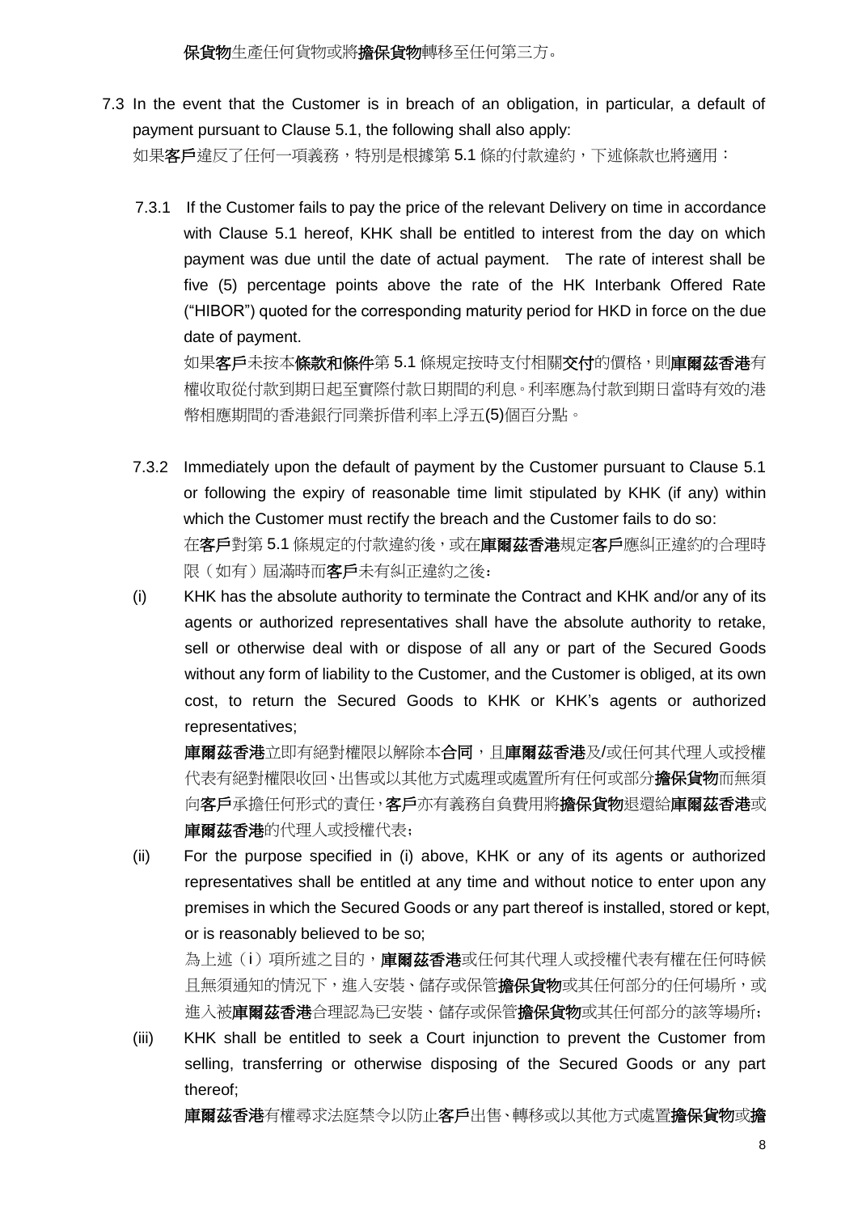**保貨物**生產任何貨物或將**擔保貨物**轉移至任何第三方。

7.3 In the event that the Customer is in breach of an obligation, in particular, a default of payment pursuant to Clause 5.1, the following shall also apply:
如果**客戶**違反了任何一項義務，特別是根據第 5.1 條的付款違約，下述條款也將適用：

7.3.1 If the Customer fails to pay the price of the relevant Delivery on time in accordance with Clause 5.1 hereof, KHK shall be entitled to interest from the day on which payment was due until the date of actual payment. The rate of interest shall be five (5) percentage points above the rate of the HK Interbank Offered Rate ("HIBOR") quoted for the corresponding maturity period for HKD in force on the due date of payment.
如果**客戶**未按本**條款和條件**第 5.1 條規定按時支付相關**交付**的價格，則**庫爾茲香港**有權收取從付款到期日起至實際付款日期間的利息。利率應為付款到期日當時有效的港幣相應期間的香港銀行同業拆借利率上浮五(5)個百分點。

7.3.2 Immediately upon the default of payment by the Customer pursuant to Clause 5.1 or following the expiry of reasonable time limit stipulated by KHK (if any) within which the Customer must rectify the breach and the Customer fails to do so:
在**客戶**對第 5.1 條規定的付款違約後，或在**庫爾茲香港**規定**客戶**應糾正違約的合理時限（如有）屆滿時而**客戶**未有糾正違約之後：

(i) KHK has the absolute authority to terminate the Contract and KHK and/or any of its agents or authorized representatives shall have the absolute authority to retake, sell or otherwise deal with or dispose of all any or part of the Secured Goods without any form of liability to the Customer, and the Customer is obliged, at its own cost, to return the Secured Goods to KHK or KHK's agents or authorized representatives;
**庫爾茲香港**立即有絕對權限以解除本**合同**，且**庫爾茲香港**及/或任何其代理人或授權代表有絕對權限收回、出售或以其他方式處理或處置所有任何或部分**擔保貨物**而無須向**客戶**承擔任何形式的責任，**客戶**亦有義務自負費用將**擔保貨物**退還給**庫爾茲香港**或**庫爾茲香港**的代理人或授權代表；

(ii) For the purpose specified in (i) above, KHK or any of its agents or authorized representatives shall be entitled at any time and without notice to enter upon any premises in which the Secured Goods or any part thereof is installed, stored or kept, or is reasonably believed to be so;
為上述（i）項所述之目的，**庫爾茲香港**或任何其代理人或授權代表有權在任何時候且無須通知的情況下，進入安裝、儲存或保管**擔保貨物**或其任何部分的任何場所，或進入被**庫爾茲香港**合理認為已安裝、儲存或保管**擔保貨物**或其任何部分的該等場所；

(iii) KHK shall be entitled to seek a Court injunction to prevent the Customer from selling, transferring or otherwise disposing of the Secured Goods or any part thereof;
**庫爾茲香港**有權尋求法庭禁令以防止**客戶**出售、轉移或以其他方式處置**擔保貨物**或**擔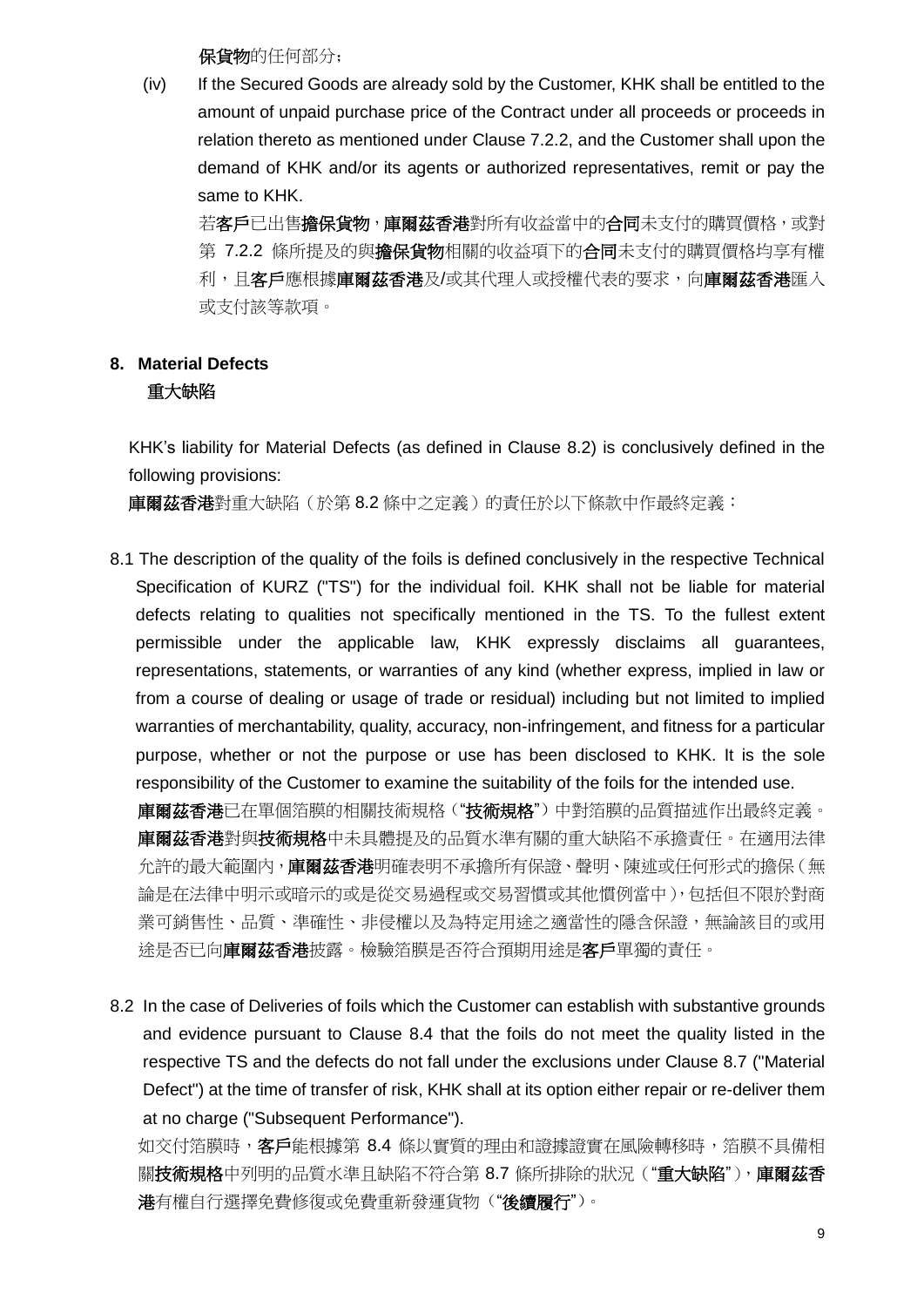**擔保貨物**的任何部分；

(iv) If the Secured Goods are already sold by the Customer, KHK shall be entitled to the amount of unpaid purchase price of the Contract under all proceeds or proceeds in relation thereto as mentioned under Clause 7.2.2, and the Customer shall upon the demand of KHK and/or its agents or authorized representatives, remit or pay the same to KHK.

若**客戶**已出售**擔保貨物**，**庫爾茲香港**對所有收益當中的**合同**未支付的購買價格，或對第 7.2.2 條所提及的與**擔保貨物**相關的收益項下的**合同**未支付的購買價格均享有權利，且**客戶**應根據**庫爾茲香港**及/或其代理人或授權代表的要求，向**庫爾茲香港**匯入或支付該等款項。

## 8. Material Defects
## 重大缺陷

KHK's liability for Material Defects (as defined in Clause 8.2) is conclusively defined in the following provisions:

**庫爾茲香港**對重大缺陷（於第 8.2 條中之定義）的責任於以下條款中作最終定義：

8.1 The description of the quality of the foils is defined conclusively in the respective Technical Specification of KURZ ("TS") for the individual foil. KHK shall not be liable for material defects relating to qualities not specifically mentioned in the TS. To the fullest extent permissible under the applicable law, KHK expressly disclaims all guarantees, representations, statements, or warranties of any kind (whether express, implied in law or from a course of dealing or usage of trade or residual) including but not limited to implied warranties of merchantability, quality, accuracy, non-infringement, and fitness for a particular purpose, whether or not the purpose or use has been disclosed to KHK. It is the sole responsibility of the Customer to examine the suitability of the foils for the intended use.

**庫爾茲香港**已在單個箔膜的相關技術規格（"**技術規格**"）中對箔膜的品質描述作出最終定義。**庫爾茲香港**對與**技術規格**中未具體提及的品質水準有關的重大缺陷不承擔責任。在適用法律允許的最大範圍內，**庫爾茲香港**明確表明不承擔所有保證、聲明、陳述或任何形式的擔保（無論是在法律中明示或暗示的或是從交易過程或交易習慣或其他慣例當中），包括但不限於對商業可銷售性、品質、準確性、非侵權以及為特定用途之適當性的隱含保證，無論該目的或用途是否已向**庫爾茲香港**披露。檢驗箔膜是否符合預期用途是**客戶**單獨的責任。

8.2 In the case of Deliveries of foils which the Customer can establish with substantive grounds and evidence pursuant to Clause 8.4 that the foils do not meet the quality listed in the respective TS and the defects do not fall under the exclusions under Clause 8.7 ("Material Defect") at the time of transfer of risk, KHK shall at its option either repair or re-deliver them at no charge ("Subsequent Performance").

如交付箔膜時，**客戶**能根據第 8.4 條以實質的理由和證據證實在風險轉移時，箔膜不具備相關**技術規格**中列明的品質水準且缺陷不符合第 8.7 條所排除的狀況（"**重大缺陷**"），**庫爾茲香港**有權自行選擇免費修復或免費重新發運貨物（"**後續履行**"）。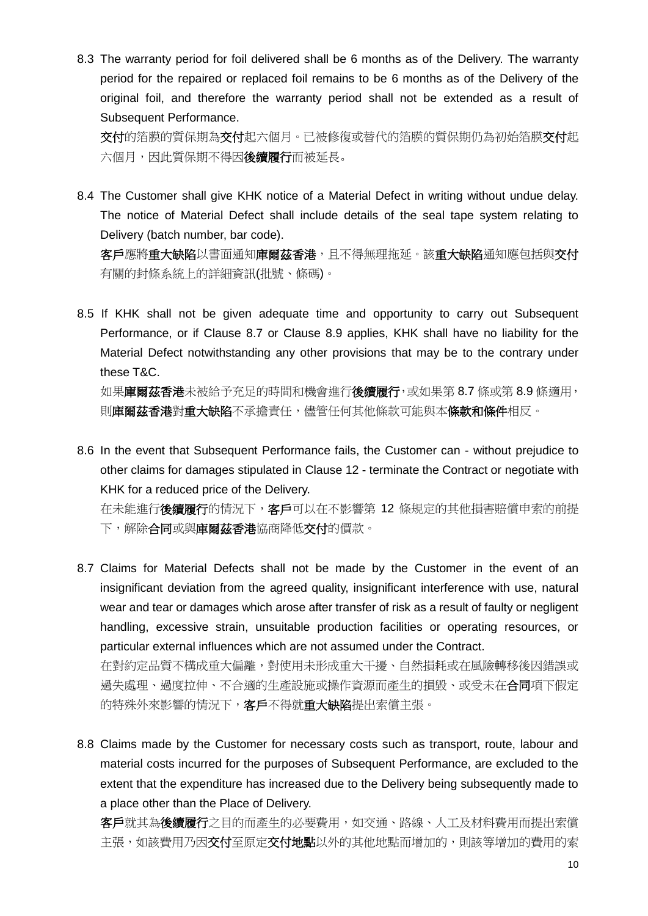8.3 The warranty period for foil delivered shall be 6 months as of the Delivery. The warranty period for the repaired or replaced foil remains to be 6 months as of the Delivery of the original foil, and therefore the warranty period shall not be extended as a result of Subsequent Performance.

**交付**的箔膜的質保期為**交付**起六個月。已被修復或替代的箔膜的質保期仍為初始箔膜**交付**起六個月，因此質保期不得因**後續履行**而被延長。

8.4 The Customer shall give KHK notice of a Material Defect in writing without undue delay. The notice of Material Defect shall include details of the seal tape system relating to Delivery (batch number, bar code).

**客戶**應將**重大缺陷**以書面通知**庫爾茲香港**，且不得無理拖延。該**重大缺陷**通知應包括與**交付**有關的封條系統上的詳細資訊(批號、條碼)。

8.5 If KHK shall not be given adequate time and opportunity to carry out Subsequent Performance, or if Clause 8.7 or Clause 8.9 applies, KHK shall have no liability for the Material Defect notwithstanding any other provisions that may be to the contrary under these T&C.

如果**庫爾茲香港**未被給予充足的時間和機會進行**後續履行**，或如果第 8.7 條或第 8.9 條適用，則**庫爾茲香港**對**重大缺陷**不承擔責任，儘管任何其他條款可能與本**條款和條件**相反。

8.6 In the event that Subsequent Performance fails, the Customer can - without prejudice to other claims for damages stipulated in Clause 12 - terminate the Contract or negotiate with KHK for a reduced price of the Delivery.

在未能進行**後續履行**的情況下，**客戶**可以在不影響第 12 條規定的其他損害賠償申索的前提下，解除**合同**或與**庫爾茲香港**協商降低**交付**的價款。

8.7 Claims for Material Defects shall not be made by the Customer in the event of an insignificant deviation from the agreed quality, insignificant interference with use, natural wear and tear or damages which arose after transfer of risk as a result of faulty or negligent handling, excessive strain, unsuitable production facilities or operating resources, or particular external influences which are not assumed under the Contract.

在對約定品質不構成重大偏離，對使用未形成重大干擾、自然損耗或在風險轉移後因錯誤或過失處理、過度拉伸、不合適的生產設施或操作資源而產生的損毀、或受未在**合同**項下假定的特殊外來影響的情況下，**客戶**不得就**重大缺陷**提出索償主張。

8.8 Claims made by the Customer for necessary costs such as transport, route, labour and material costs incurred for the purposes of Subsequent Performance, are excluded to the extent that the expenditure has increased due to the Delivery being subsequently made to a place other than the Place of Delivery.

**客戶**就其為**後續履行**之目的而產生的必要費用，如交通、路線、人工及材料費用而提出索償主張，如該費用乃因**交付**至原定**交付地點**以外的其他地點而增加的，則該等增加的費用的索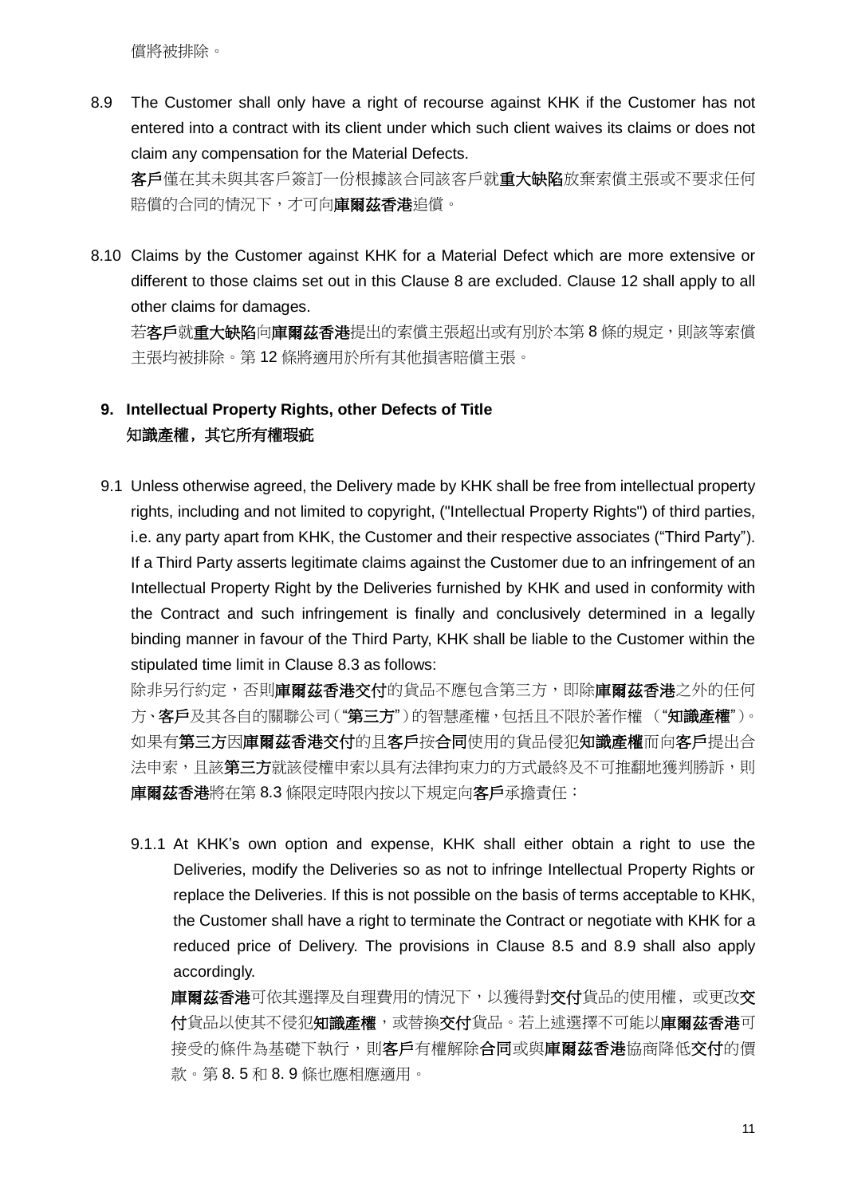償將被排除。

8.9 The Customer shall only have a right of recourse against KHK if the Customer has not entered into a contract with its client under which such client waives its claims or does not claim any compensation for the Material Defects.

**客戶**僅在其未與其客戶簽訂一份根據該合同該客戶就**重大缺陷**放棄索償主張或不要求任何賠償的合同的情況下，才可向**庫爾茲香港**追償。

8.10 Claims by the Customer against KHK for a Material Defect which are more extensive or different to those claims set out in this Clause 8 are excluded. Clause 12 shall apply to all other claims for damages.

若**客戶**就**重大缺陷**向**庫爾茲香港**提出的索償主張超出或有別於本第 8 條的規定，則該等索償主張均被排除。第 12 條將適用於所有其他損害賠償主張。

## 9. Intellectual Property Rights, other Defects of Title
## 知識產權，其它所有權瑕疵

9.1 Unless otherwise agreed, the Delivery made by KHK shall be free from intellectual property rights, including and not limited to copyright, ("Intellectual Property Rights") of third parties, i.e. any party apart from KHK, the Customer and their respective associates ("Third Party"). If a Third Party asserts legitimate claims against the Customer due to an infringement of an Intellectual Property Right by the Deliveries furnished by KHK and used in conformity with the Contract and such infringement is finally and conclusively determined in a legally binding manner in favour of the Third Party, KHK shall be liable to the Customer within the stipulated time limit in Clause 8.3 as follows:

除非另行約定，否則**庫爾茲香港交付**的貨品不應包含第三方，即除**庫爾茲香港**之外的任何方、**客戶**及其各自的關聯公司（"**第三方**"）的智慧產權，包括且不限於著作權 （"**知識產權**"）。如果有**第三方**因**庫爾茲香港交付**的且**客戶**按**合同**使用的貨品侵犯**知識產權**而向**客戶**提出合法申索，且該**第三方**就該侵權申索以具有法律拘束力的方式最終及不可推翻地獲判勝訴，則**庫爾茲香港**將在第 8.3 條限定時限內按以下規定向**客戶**承擔責任：

9.1.1 At KHK's own option and expense, KHK shall either obtain a right to use the Deliveries, modify the Deliveries so as not to infringe Intellectual Property Rights or replace the Deliveries. If this is not possible on the basis of terms acceptable to KHK, the Customer shall have a right to terminate the Contract or negotiate with KHK for a reduced price of Delivery. The provisions in Clause 8.5 and 8.9 shall also apply accordingly.

**庫爾茲香港**可依其選擇及自理費用的情況下，以獲得對**交付**貨品的使用權，或更改**交付**貨品以使其不侵犯**知識產權**，或替換**交付**貨品。若上述選擇不可能以**庫爾茲香港**可接受的條件為基礎下執行，則**客戶**有權解除**合同**或與**庫爾茲香港**協商降低**交付**的價款。第 8. 5 和 8. 9 條也應相應適用。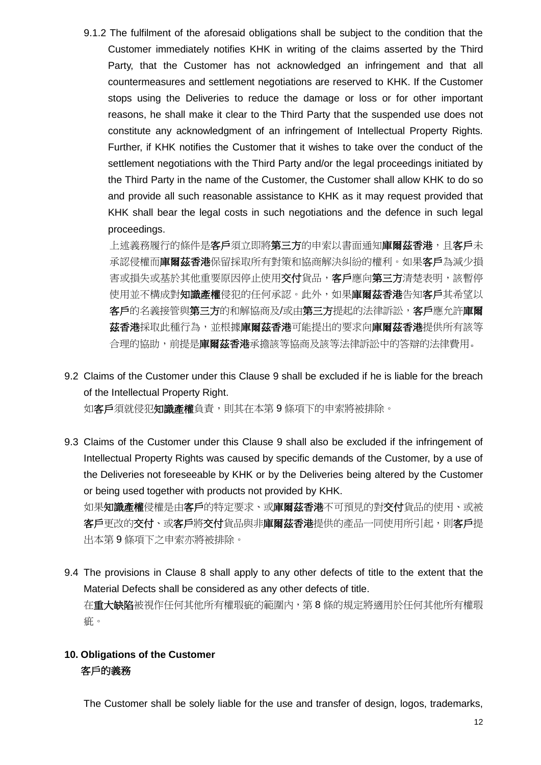9.1.2 The fulfilment of the aforesaid obligations shall be subject to the condition that the Customer immediately notifies KHK in writing of the claims asserted by the Third Party, that the Customer has not acknowledged an infringement and that all countermeasures and settlement negotiations are reserved to KHK. If the Customer stops using the Deliveries to reduce the damage or loss or for other important reasons, he shall make it clear to the Third Party that the suspended use does not constitute any acknowledgment of an infringement of Intellectual Property Rights. Further, if KHK notifies the Customer that it wishes to take over the conduct of the settlement negotiations with the Third Party and/or the legal proceedings initiated by the Third Party in the name of the Customer, the Customer shall allow KHK to do so and provide all such reasonable assistance to KHK as it may request provided that KHK shall bear the legal costs in such negotiations and the defence in such legal proceedings.

上述義務履行的條件是**客戶**須立即將**第三方**的申索以書面通知**庫爾茲香港**，且**客戶**未承認侵權而**庫爾茲香港**保留採取所有對策和協商解決糾紛的權利。如果**客戶**為減少損害或損失或基於其他重要原因停止使用**交付**貨品，**客戶**應向**第三方**清楚表明，該暫停使用並不構成對**知識產權**侵犯的任何承認。此外，如果**庫爾茲香港**告知**客戶**其希望以**客戶**的名義接管與**第三方**的和解協商及/或由**第三方**提起的法律訴訟，**客戶**應允許**庫爾茲香港**採取此種行為，並根據**庫爾茲香港**可能提出的要求向**庫爾茲香港**提供所有該等合理的協助，前提是**庫爾茲香港**承擔該等協商及該等法律訴訟中的答辯的法律費用。

9.2 Claims of the Customer under this Clause 9 shall be excluded if he is liable for the breach of the Intellectual Property Right.

如**客戶**須就侵犯**知識產權**負責，則其在本第 9 條項下的申索將被排除。

9.3 Claims of the Customer under this Clause 9 shall also be excluded if the infringement of Intellectual Property Rights was caused by specific demands of the Customer, by a use of the Deliveries not foreseeable by KHK or by the Deliveries being altered by the Customer or being used together with products not provided by KHK.

如果**知識產權**侵權是由**客戶**的特定要求、或**庫爾茲香港**不可預見的對**交付**貨品的使用、或被**客戶**更改的**交付**、或**客戶**將**交付**貨品與非**庫爾茲香港**提供的產品一同使用所引起，則**客戶**提出本第 9 條項下之申索亦將被排除。

9.4 The provisions in Clause 8 shall apply to any other defects of title to the extent that the Material Defects shall be considered as any other defects of title.

在**重大缺陷**被視作任何其他所有權瑕疵的範圍內，第 8 條的規定將適用於任何其他所有權瑕疵。

## 10. Obligations of the Customer
## 客戶的義務

The Customer shall be solely liable for the use and transfer of design, logos, trademarks,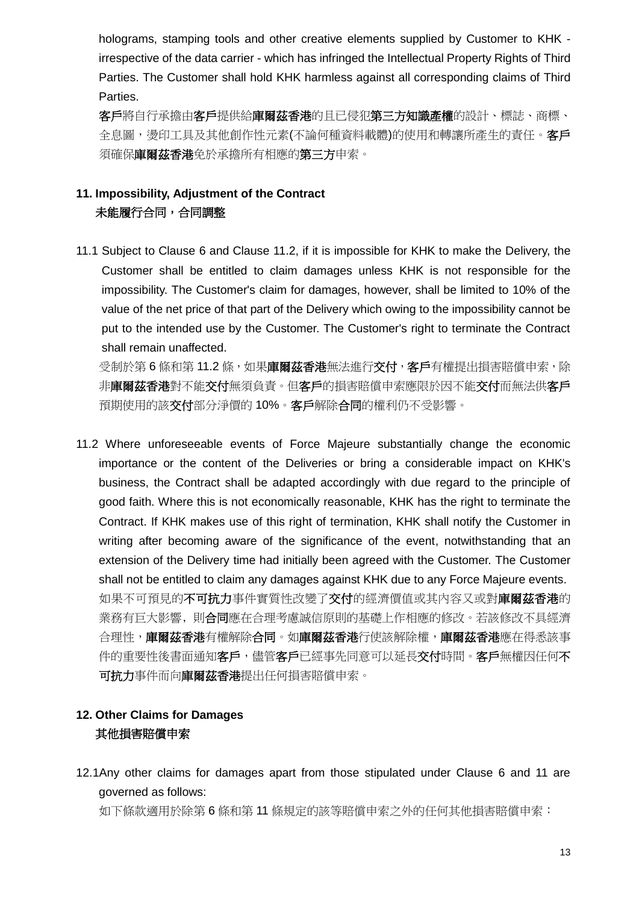holograms, stamping tools and other creative elements supplied by Customer to KHK - irrespective of the data carrier - which has infringed the Intellectual Property Rights of Third Parties. The Customer shall hold KHK harmless against all corresponding claims of Third Parties.

**客戶**將自行承擔由**客戶**提供給**庫爾茲香港**的且已侵犯**第三方知識產權**的設計、標誌、商標、全息圖，燙印工具及其他創作性元素(不論何種資料載體)的使用和轉讓所產生的責任。**客戶**須確保**庫爾茲香港**免於承擔所有相應的**第三方**申索。

## 11. Impossibility, Adjustment of the Contract

## 未能履行合同，合同調整

11.1 Subject to Clause 6 and Clause 11.2, if it is impossible for KHK to make the Delivery, the Customer shall be entitled to claim damages unless KHK is not responsible for the impossibility. The Customer's claim for damages, however, shall be limited to 10% of the value of the net price of that part of the Delivery which owing to the impossibility cannot be put to the intended use by the Customer. The Customer's right to terminate the Contract shall remain unaffected.

受制於第 6 條和第 11.2 條，如果**庫爾茲香港**無法進行**交付**，**客戶**有權提出損害賠償申索，除非**庫爾茲香港**對不能**交付**無須負責。但**客戶**的損害賠償申索應限於因不能**交付**而無法供**客戶**預期使用的該**交付**部分淨價的 10%。**客戶**解除**合同**的權利仍不受影響。

11.2 Where unforeseeable events of Force Majeure substantially change the economic importance or the content of the Deliveries or bring a considerable impact on KHK's business, the Contract shall be adapted accordingly with due regard to the principle of good faith. Where this is not economically reasonable, KHK has the right to terminate the Contract. If KHK makes use of this right of termination, KHK shall notify the Customer in writing after becoming aware of the significance of the event, notwithstanding that an extension of the Delivery time had initially been agreed with the Customer. The Customer shall not be entitled to claim any damages against KHK due to any Force Majeure events.

如果不可預見的**不可抗力**事件實質性改變了**交付**的經濟價值或其內容又或對**庫爾茲香港**的業務有巨大影響，則**合同**應在合理考慮誠信原則的基礎上作相應的修改。若該修改不具經濟合理性，**庫爾茲香港**有權解除**合同**。如**庫爾茲香港**行使該解除權，**庫爾茲香港**應在得悉該事件的重要性後書面通知**客戶**，儘管**客戶**已經事先同意可以延長**交付**時間。**客戶**無權因任何**不可抗力**事件而向**庫爾茲香港**提出任何損害賠償申索。

## 12. Other Claims for Damages

## 其他損害賠償申索

12.1 Any other claims for damages apart from those stipulated under Clause 6 and 11 are governed as follows:

如下條款適用於除第 6 條和第 11 條規定的該等賠償申索之外的任何其他損害賠償申索：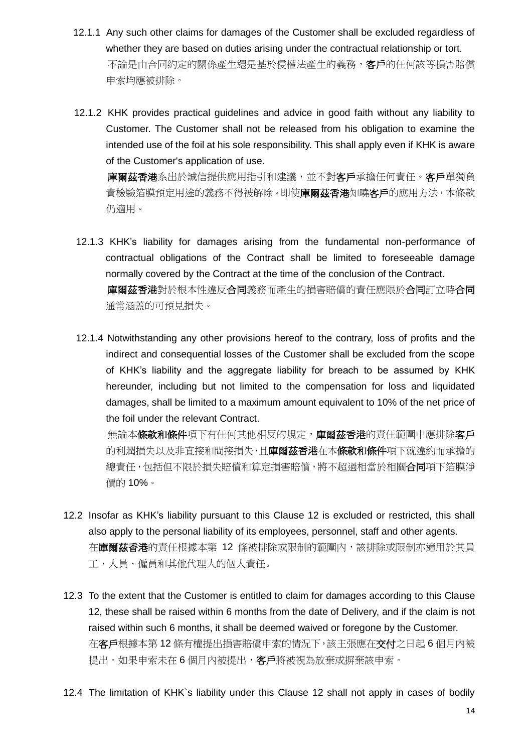12.1.1 Any such other claims for damages of the Customer shall be excluded regardless of whether they are based on duties arising under the contractual relationship or tort.
不論是由合同約定的關係產生還是基於侵權法產生的義務，**客戶**的任何該等損害賠償申索均應被排除。

12.1.2 KHK provides practical guidelines and advice in good faith without any liability to Customer. The Customer shall not be released from his obligation to examine the intended use of the foil at his sole responsibility. This shall apply even if KHK is aware of the Customer's application of use.
**庫爾茲香港**系出於誠信提供應用指引和建議，並不對**客戶**承擔任何責任。**客戶**單獨負責檢驗箔膜預定用途的義務不得被解除。即使**庫爾茲香港**知曉**客戶**的應用方法，本條款仍適用。

12.1.3 KHK's liability for damages arising from the fundamental non-performance of contractual obligations of the Contract shall be limited to foreseeable damage normally covered by the Contract at the time of the conclusion of the Contract.
**庫爾茲香港**對於根本性違反**合同**義務而產生的損害賠償的責任應限於**合同**訂立時**合同**通常涵蓋的可預見損失。

12.1.4 Notwithstanding any other provisions hereof to the contrary, loss of profits and the indirect and consequential losses of the Customer shall be excluded from the scope of KHK's liability and the aggregate liability for breach to be assumed by KHK hereunder, including but not limited to the compensation for loss and liquidated damages, shall be limited to a maximum amount equivalent to 10% of the net price of the foil under the relevant Contract.
無論本**條款和條件**項下有任何其他相反的規定，**庫爾茲香港**的責任範圍中應排除**客戶**的利潤損失以及非直接和間接損失，且**庫爾茲香港**在本**條款和條件**項下就違約而承擔的總責任，包括但不限於損失賠償和算定損害賠償，將不超過相當於相關**合同**項下箔膜淨價的 10%。

12.2 Insofar as KHK's liability pursuant to this Clause 12 is excluded or restricted, this shall also apply to the personal liability of its employees, personnel, staff and other agents.
在**庫爾茲香港**的責任根據本第 12 條被排除或限制的範圍內，該排除或限制亦適用於其員工、人員、僱員和其他代理人的個人責任。

12.3 To the extent that the Customer is entitled to claim for damages according to this Clause 12, these shall be raised within 6 months from the date of Delivery, and if the claim is not raised within such 6 months, it shall be deemed waived or foregone by the Customer.
在**客戶**根據本第 12 條有權提出損害賠償申索的情況下，該主張應在**交付**之日起 6 個月內被提出。如果申索未在 6 個月內被提出，**客戶**將被視為放棄或摒棄該申索。

12.4 The limitation of KHK`s liability under this Clause 12 shall not apply in cases of bodily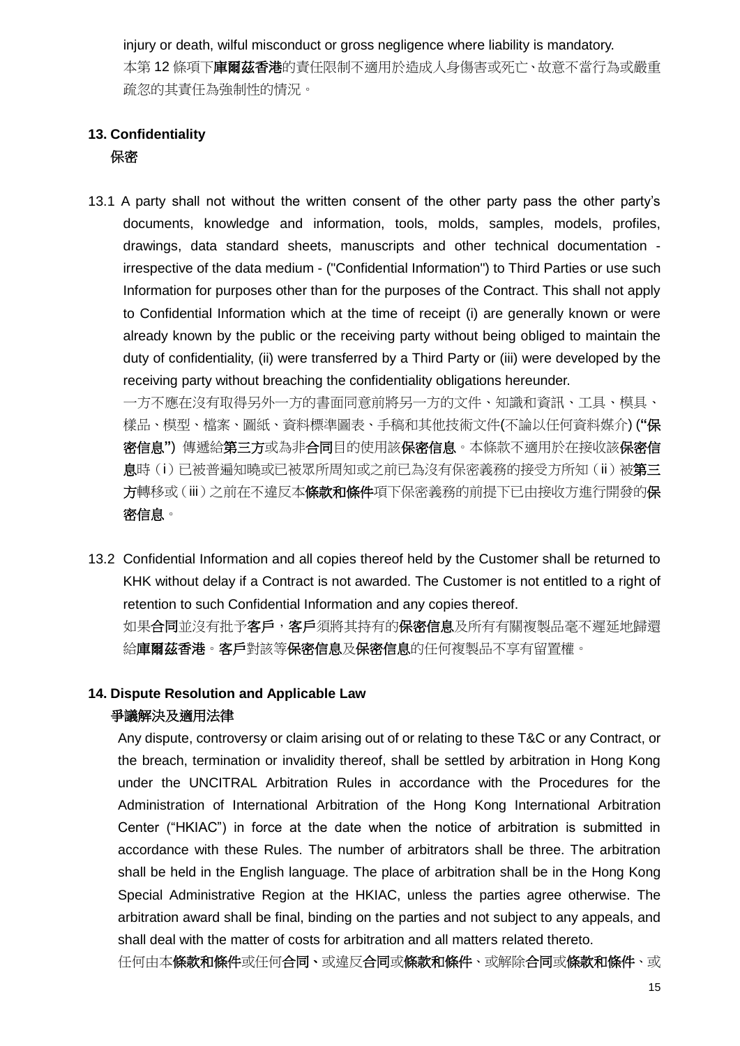injury or death, wilful misconduct or gross negligence where liability is mandatory.

本第 12 條項下**庫爾茲香港**的責任限制不適用於造成人身傷害或死亡、故意不當行為或嚴重疏忽的其責任為強制性的情況。

## 13. Confidentiality

**保密**

13.1 A party shall not without the written consent of the other party pass the other party's documents, knowledge and information, tools, molds, samples, models, profiles, drawings, data standard sheets, manuscripts and other technical documentation - irrespective of the data medium - ("Confidential Information") to Third Parties or use such Information for purposes other than for the purposes of the Contract. This shall not apply to Confidential Information which at the time of receipt (i) are generally known or were already known by the public or the receiving party without being obliged to maintain the duty of confidentiality, (ii) were transferred by a Third Party or (iii) were developed by the receiving party without breaching the confidentiality obligations hereunder.

一方不應在沒有取得另外一方的書面同意前將另一方的文件、知識和資訊、工具、模具、樣品、模型、檔案、圖紙、資料標準圖表、手稿和其他技術文件(不論以任何資料媒介) (**"保密信息"**) 傳遞給**第三方**或為非**合同**目的使用該**保密信息**。本條款不適用於在接收該**保密信息**時（i）已被普遍知曉或已被眾所周知或之前已為沒有保密義務的接受方所知（ii）被**第三方**轉移或（iii）之前在不違反本**條款和條件**項下保密義務的前提下已由接收方進行開發的**保密信息**。

13.2 Confidential Information and all copies thereof held by the Customer shall be returned to KHK without delay if a Contract is not awarded. The Customer is not entitled to a right of retention to such Confidential Information and any copies thereof.

如果**合同**並沒有批予**客戶**，**客戶**須將其持有的**保密信息**及所有有關複製品毫不遲延地歸還給**庫爾茲香港**。**客戶**對該等**保密信息**及**保密信息**的任何複製品不享有留置權。

## 14. Dispute Resolution and Applicable Law

**爭議解決及適用法律**

Any dispute, controversy or claim arising out of or relating to these T&C or any Contract, or the breach, termination or invalidity thereof, shall be settled by arbitration in Hong Kong under the UNCITRAL Arbitration Rules in accordance with the Procedures for the Administration of International Arbitration of the Hong Kong International Arbitration Center ("HKIAC") in force at the date when the notice of arbitration is submitted in accordance with these Rules. The number of arbitrators shall be three. The arbitration shall be held in the English language. The place of arbitration shall be in the Hong Kong Special Administrative Region at the HKIAC, unless the parties agree otherwise. The arbitration award shall be final, binding on the parties and not subject to any appeals, and shall deal with the matter of costs for arbitration and all matters related thereto.

任何由本**條款和條件**或任何**合同**、或違反**合同**或**條款和條件**、或解除**合同**或**條款和條件**、或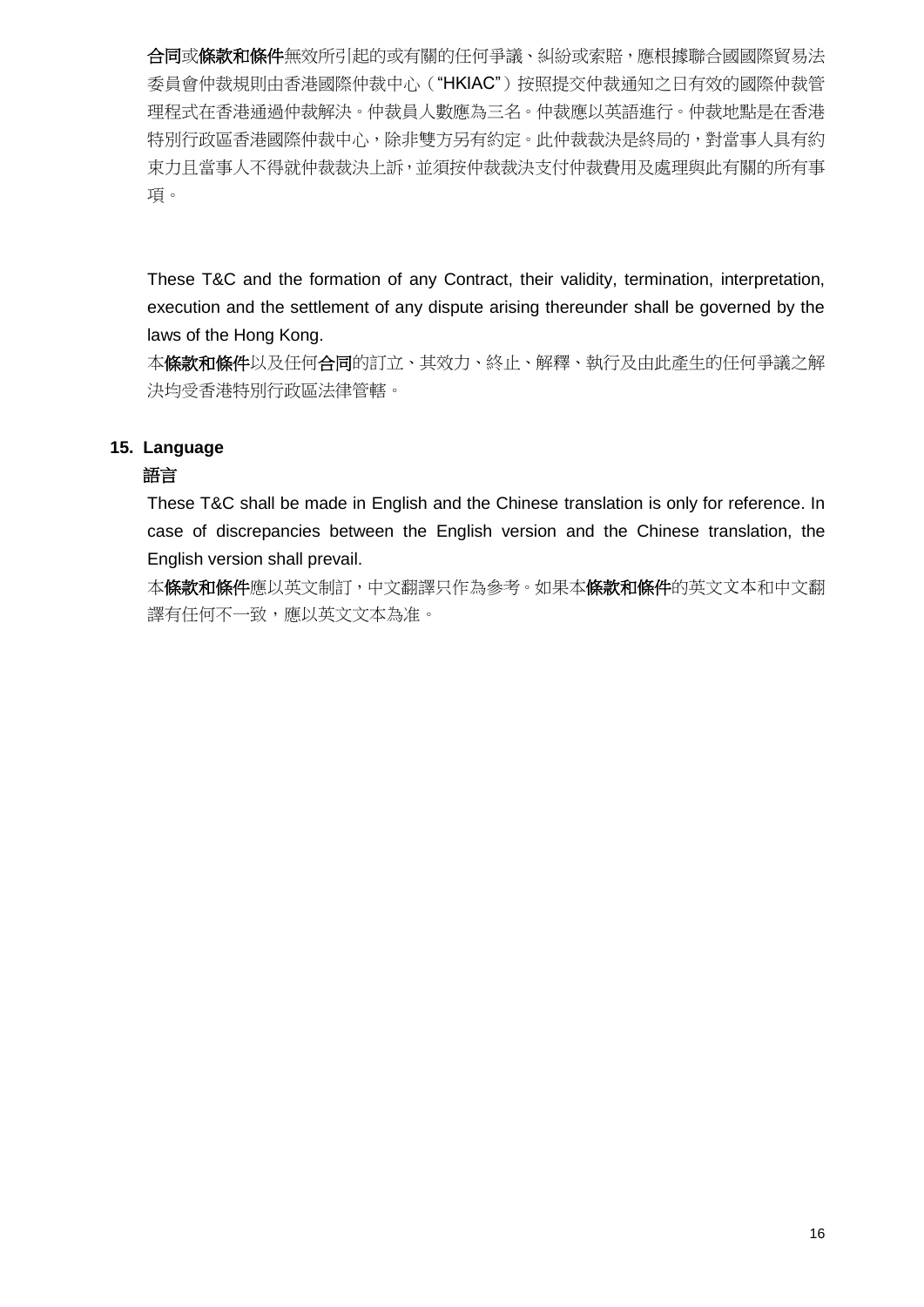**合同**或**條款和條件**無效所引起的或有關的任何爭議、糾紛或索賠，應根據聯合國國際貿易法委員會仲裁規則由香港國際仲裁中心（"HKIAC"）按照提交仲裁通知之日有效的國際仲裁管理程式在香港通過仲裁解決。仲裁員人數應為三名。仲裁應以英語進行。仲裁地點是在香港特別行政區香港國際仲裁中心，除非雙方另有約定。此仲裁裁決是終局的，對當事人具有約束力且當事人不得就仲裁裁決上訴，並須按仲裁裁決支付仲裁費用及處理與此有關的所有事項。

These T&C and the formation of any Contract, their validity, termination, interpretation, execution and the settlement of any dispute arising thereunder shall be governed by the laws of the Hong Kong.

本**條款和條件**以及任何**合同**的訂立、其效力、終止、解釋、執行及由此產生的任何爭議之解決均受香港特別行政區法律管轄。

**15. Language**

**語言**

These T&C shall be made in English and the Chinese translation is only for reference. In case of discrepancies between the English version and the Chinese translation, the English version shall prevail.

本**條款和條件**應以英文制訂，中文翻譯只作為參考。如果本**條款和條件**的英文文本和中文翻譯有任何不一致，應以英文文本為准。